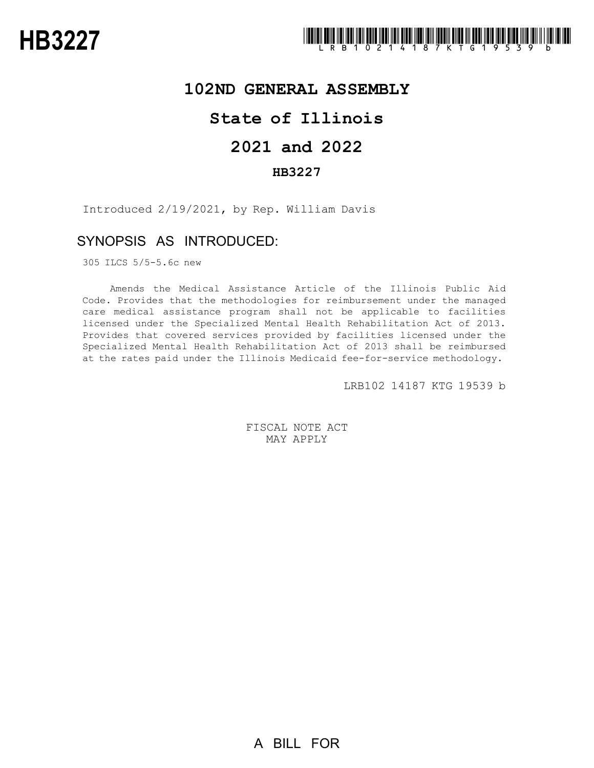# HB3227

LRB102 14187 KTG 19539 b

## 102ND GENERAL ASSEMBLY

## State of Illinois

## 2021 and 2022

### HB3227

Introduced 2/19/2021, by Rep. William Davis

## SYNOPSIS AS INTRODUCED:

305 ILCS 5/5-5.6c new

Amends the Medical Assistance Article of the Illinois Public Aid Code. Provides that the methodologies for reimbursement under the managed care medical assistance program shall not be applicable to facilities licensed under the Specialized Mental Health Rehabilitation Act of 2013. Provides that covered services provided by facilities licensed under the Specialized Mental Health Rehabilitation Act of 2013 shall be reimbursed at the rates paid under the Illinois Medicaid fee-for-service methodology.

LRB102 14187 KTG 19539 b

FISCAL NOTE ACT
MAY APPLY

A BILL FOR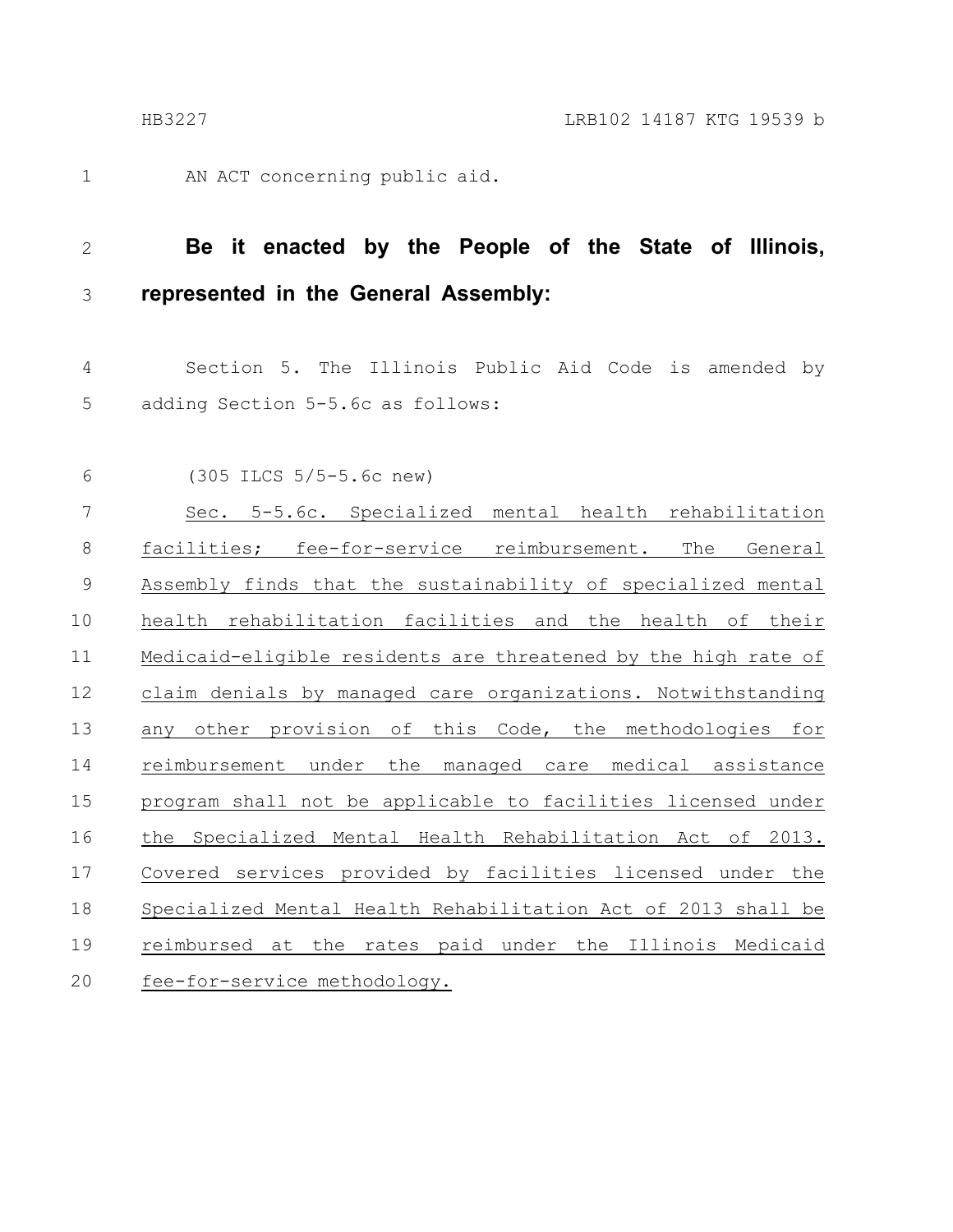AN ACT concerning public aid.

**Be it enacted by the People of the State of Illinois, represented in the General Assembly:**

Section 5. The Illinois Public Aid Code is amended by adding Section 5-5.6c as follows:

(305 ILCS 5/5-5.6c new)

Sec. 5-5.6c. Specialized mental health rehabilitation facilities; fee-for-service reimbursement. The General Assembly finds that the sustainability of specialized mental health rehabilitation facilities and the health of their Medicaid-eligible residents are threatened by the high rate of claim denials by managed care organizations. Notwithstanding any other provision of this Code, the methodologies for reimbursement under the managed care medical assistance program shall not be applicable to facilities licensed under the Specialized Mental Health Rehabilitation Act of 2013. Covered services provided by facilities licensed under the Specialized Mental Health Rehabilitation Act of 2013 shall be reimbursed at the rates paid under the Illinois Medicaid fee-for-service methodology.